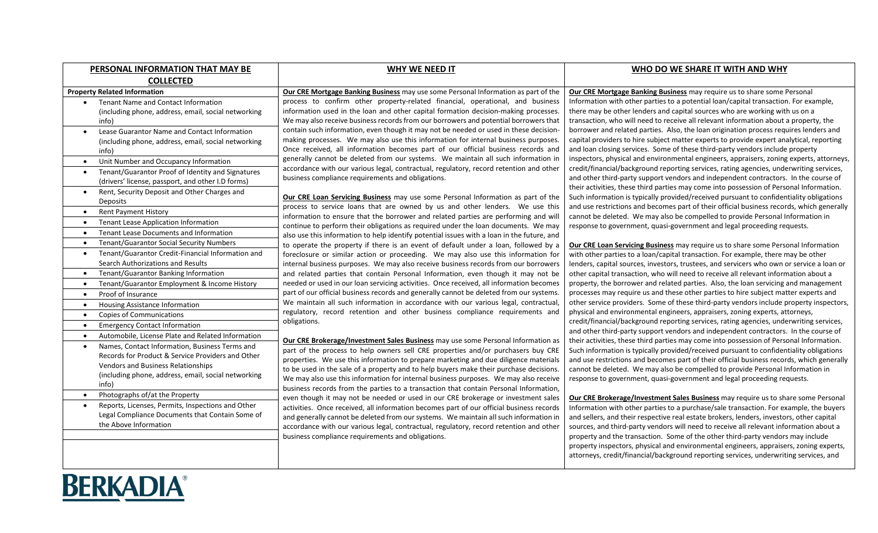| PERSONAL INFORMATION THAT MAY BE COLLECTED | WHY WE NEED IT | WHO DO WE SHARE IT WITH AND WHY |
|---|---|---|
| **Property Related Information**<br>• Tenant Name and Contact Information (including phone, address, email, social networking info)<br>• Lease Guarantor Name and Contact Information (including phone, address, email, social networking info)<br>• Unit Number and Occupancy Information<br>• Tenant/Guarantor Proof of Identity and Signatures (drivers' license, passport, and other I.D forms)<br>• Rent, Security Deposit and Other Charges and Deposits<br>• Rent Payment History<br>• Tenant Lease Application Information<br>• Tenant Lease Documents and Information<br>• Tenant/Guarantor Social Security Numbers<br>• Tenant/Guarantor Credit-Financial Information and Search Authorizations and Results<br>• Tenant/Guarantor Banking Information<br>• Tenant/Guarantor Employment & Income History<br>• Proof of Insurance<br>• Housing Assistance Information<br>• Copies of Communications<br>• Emergency Contact Information<br>• Automobile, License Plate and Related Information<br>• Names, Contact Information, Business Terms and Records for Product & Service Providers and Other Vendors and Business Relationships (including phone, address, email, social networking info)<br>• Photographs of/at the Property<br>• Reports, Licenses, Permits, Inspections and Other Legal Compliance Documents that Contain Some of the Above Information | **Our CRE Mortgage Banking Business** may use some Personal Information as part of the process to confirm other property-related financial, operational, and business information used in the loan and other capital formation decision-making processes. We may also receive business records from our borrowers and potential borrowers that contain such information, even though it may not be needed or used in these decision-making processes. We may also use this information for internal business purposes. Once received, all information becomes part of our official business records and generally cannot be deleted from our systems. We maintain all such information in accordance with our various legal, contractual, regulatory, record retention and other business compliance requirements and obligations.<br><br>**Our CRE Loan Servicing Business** may use some Personal Information as part of the process to service loans that are owned by us and other lenders. We use this information to ensure that the borrower and related parties are performing and will continue to perform their obligations as required under the loan documents. We may also use this information to help identify potential issues with a loan in the future, and to operate the property if there is an event of default under a loan, followed by a foreclosure or similar action or proceeding. We may also use this information for internal business purposes. We may also receive business records from our borrowers and related parties that contain Personal Information, even though it may not be needed or used in our loan servicing activities. Once received, all information becomes part of our official business records and generally cannot be deleted from our systems. We maintain all such information in accordance with our various legal, contractual, regulatory, record retention and other business compliance requirements and obligations.<br><br>**Our CRE Brokerage/Investment Sales Business** may use some Personal Information as part of the process to help owners sell CRE properties and/or purchasers buy CRE properties. We use this information to prepare marketing and due diligence materials to be used in the sale of a property and to help buyers make their purchase decisions. We may also use this information for internal business purposes. We may also receive business records from the parties to a transaction that contain Personal Information, even though it may not be needed or used in our CRE brokerage or investment sales activities. Once received, all information becomes part of our official business records and generally cannot be deleted from our systems. We maintain all such information in accordance with our various legal, contractual, regulatory, record retention and other business compliance requirements and obligations. | **Our CRE Mortgage Banking Business** may require us to share some Personal Information with other parties to a potential loan/capital transaction. For example, there may be other lenders and capital sources who are working with us on a transaction, who will need to receive all relevant information about a property, the borrower and related parties. Also, the loan origination process requires lenders and capital providers to hire subject matter experts to provide expert analytical, reporting and loan closing services. Some of these third-party vendors include property inspectors, physical and environmental engineers, appraisers, zoning experts, attorneys, credit/financial/background reporting services, rating agencies, underwriting services, and other third-party support vendors and independent contractors. In the course of their activities, these third parties may come into possession of Personal Information. Such information is typically provided/received pursuant to confidentiality obligations and use restrictions and becomes part of their official business records, which generally cannot be deleted. We may also be compelled to provide Personal Information in response to government, quasi-government and legal proceeding requests.<br><br>**Our CRE Loan Servicing Business** may require us to share some Personal Information with other parties to a loan/capital transaction. For example, there may be other lenders, capital sources, investors, trustees, and servicers who own or service a loan or other capital transaction, who will need to receive all relevant information about a property, the borrower and related parties. Also, the loan servicing and management processes may require us and these other parties to hire subject matter experts and other service providers. Some of these third-party vendors include property inspectors, physical and environmental engineers, appraisers, zoning experts, attorneys, credit/financial/background reporting services, rating agencies, underwriting services, and other third-party support vendors and independent contractors. In the course of their activities, these third parties may come into possession of Personal Information. Such information is typically provided/received pursuant to confidentiality obligations and use restrictions and becomes part of their official business records, which generally cannot be deleted. We may also be compelled to provide Personal Information in response to government, quasi-government and legal proceeding requests.<br><br>**Our CRE Brokerage/Investment Sales Business** may require us to share some Personal Information with other parties to a purchase/sale transaction. For example, the buyers and sellers, and their respective real estate brokers, lenders, investors, other capital sources, and third-party vendors will need to receive all relevant information about a property and the transaction. Some of the other third-party vendors may include property inspectors, physical and environmental engineers, appraisers, zoning experts, attorneys, credit/financial/background reporting services, underwriting services, and |

BERKADIA®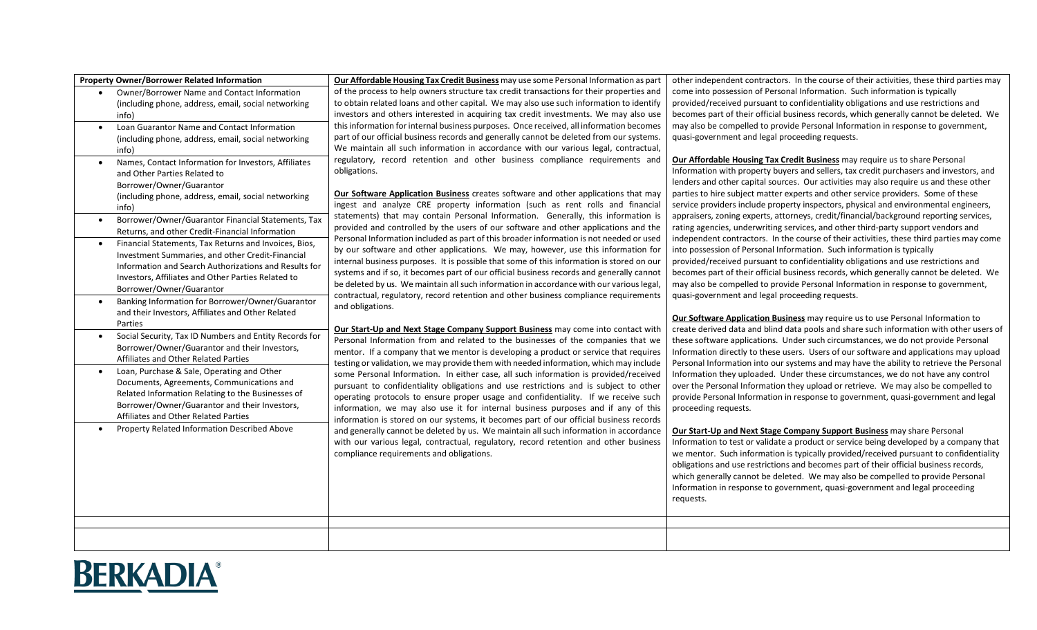| **Property Owner/Borrower Related Information** | | |
|---|---|---|
| <ul><li>Owner/Borrower Name and Contact Information (including phone, address, email, social networking info)</li><li>Loan Guarantor Name and Contact Information (including phone, address, email, social networking info)</li><li>Names, Contact Information for Investors, Affiliates and Other Parties Related to Borrower/Owner/Guarantor (including phone, address, email, social networking info)</li><li>Borrower/Owner/Guarantor Financial Statements, Tax Returns, and other Credit-Financial Information</li><li>Financial Statements, Tax Returns and Invoices, Bios, Investment Summaries, and other Credit-Financial Information and Search Authorizations and Results for Investors, Affiliates and Other Parties Related to Borrower/Owner/Guarantor</li><li>Banking Information for Borrower/Owner/Guarantor and their Investors, Affiliates and Other Related Parties</li><li>Social Security, Tax ID Numbers and Entity Records for Borrower/Owner/Guarantor and their Investors, Affiliates and Other Related Parties</li><li>Loan, Purchase & Sale, Operating and Other Documents, Agreements, Communications and Related Information Relating to the Businesses of Borrower/Owner/Guarantor and their Investors, Affiliates and Other Related Parties</li><li>Property Related Information Described Above</li></ul> | **<u>Our Affordable Housing Tax Credit Business</u>** may use some Personal Information as part of the process to help owners structure tax credit transactions for their properties and to obtain related loans and other capital. We may also use such information to identify investors and others interested in acquiring tax credit investments. We may also use this information for internal business purposes. Once received, all information becomes part of our official business records and generally cannot be deleted from our systems. We maintain all such information in accordance with our various legal, contractual, regulatory, record retention and other business compliance requirements and obligations.<br><br>**<u>Our Software Application Business</u>** creates software and other applications that may ingest and analyze CRE property information (such as rent rolls and financial statements) that may contain Personal Information. Generally, this information is provided and controlled by the users of our software and other applications and the Personal Information included as part of this broader information is not needed or used by our software and other applications. We may, however, use this information for internal business purposes. It is possible that some of this information is stored on our systems and if so, it becomes part of our official business records and generally cannot be deleted by us. We maintain all such information in accordance with our various legal, contractual, regulatory, record retention and other business compliance requirements and obligations.<br><br>**<u>Our Start-Up and Next Stage Company Support Business</u>** may come into contact with Personal Information from and related to the businesses of the companies that we mentor. If a company that we mentor is developing a product or service that requires testing or validation, we may provide them with needed information, which may include some Personal Information. In either case, all such information is provided/received pursuant to confidentiality obligations and use restrictions and is subject to other operating protocols to ensure proper usage and confidentiality. If we receive such information, we may also use it for internal business purposes and if any of this information is stored on our systems, it becomes part of our official business records and generally cannot be deleted by us. We maintain all such information in accordance with our various legal, contractual, regulatory, record retention and other business compliance requirements and obligations. | other independent contractors. In the course of their activities, these third parties may come into possession of Personal Information. Such information is typically provided/received pursuant to confidentiality obligations and use restrictions and becomes part of their official business records, which generally cannot be deleted. We may also be compelled to provide Personal Information in response to government, quasi-government and legal proceeding requests.<br><br>**<u>Our Affordable Housing Tax Credit Business</u>** may require us to share Personal Information with property buyers and sellers, tax credit purchasers and investors, and lenders and other capital sources. Our activities may also require us and these other parties to hire subject matter experts and other service providers. Some of these service providers include property inspectors, physical and environmental engineers, appraisers, zoning experts, attorneys, credit/financial/background reporting services, rating agencies, underwriting services, and other third-party support vendors and independent contractors. In the course of their activities, these third parties may come into possession of Personal Information. Such information is typically provided/received pursuant to confidentiality obligations and use restrictions and becomes part of their official business records, which generally cannot be deleted. We may also be compelled to provide Personal Information in response to government, quasi-government and legal proceeding requests.<br><br>**<u>Our Software Application Business</u>** may require us to use Personal Information to create derived data and blind data pools and share such information with other users of these software applications. Under such circumstances, we do not provide Personal Information directly to these users. Users of our software and applications may upload Personal Information into our systems and may have the ability to retrieve the Personal Information they uploaded. Under these circumstances, we do not have any control over the Personal Information they upload or retrieve. We may also be compelled to provide Personal Information in response to government, quasi-government and legal proceeding requests.<br><br>**<u>Our Start-Up and Next Stage Company Support Business</u>** may share Personal Information to test or validate a product or service being developed by a company that we mentor. Such information is typically provided/received pursuant to confidentiality obligations and use restrictions and becomes part of their official business records, which generally cannot be deleted. We may also be compelled to provide Personal Information in response to government, quasi-government and legal proceeding requests. |
| | | |
| | | |

BERKADIA®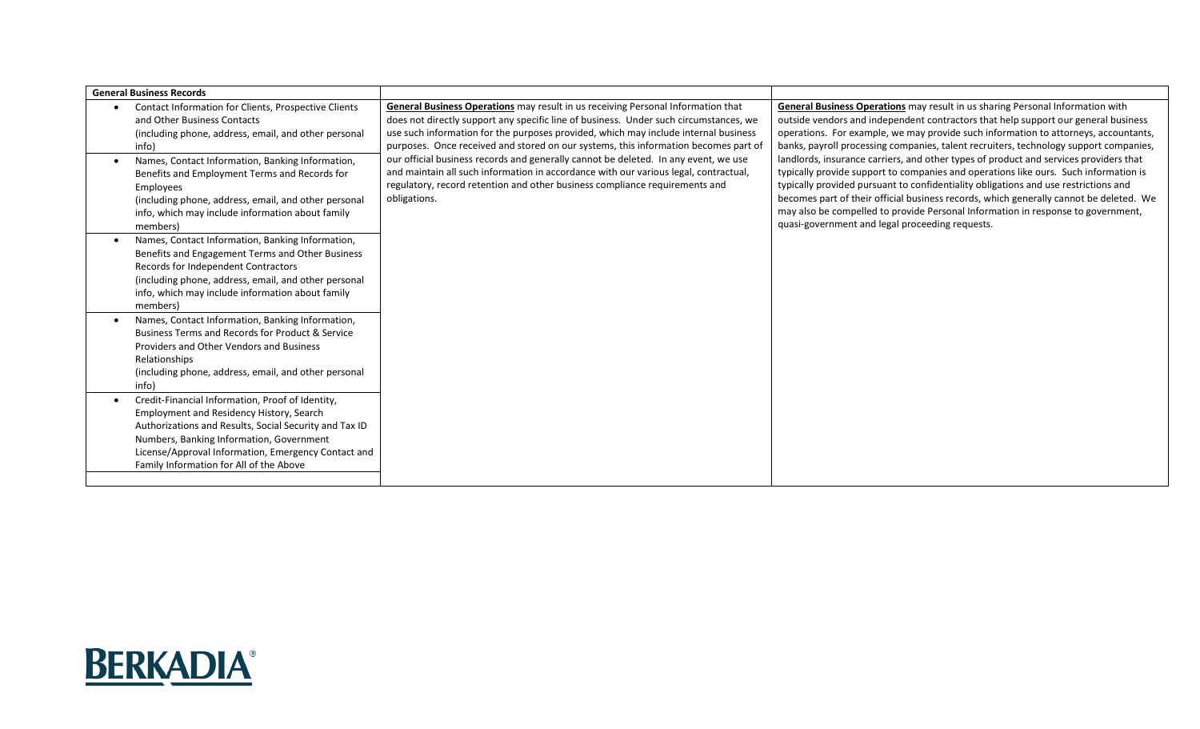| General Business Records | | |
| --- | --- | --- |
| • Contact Information for Clients, Prospective Clients and Other Business Contacts (including phone, address, email, and other personal info)<br>• Names, Contact Information, Banking Information, Benefits and Employment Terms and Records for Employees (including phone, address, email, and other personal info, which may include information about family members)<br>• Names, Contact Information, Banking Information, Benefits and Engagement Terms and Other Business Records for Independent Contractors (including phone, address, email, and other personal info, which may include information about family members)<br>• Names, Contact Information, Banking Information, Business Terms and Records for Product & Service Providers and Other Vendors and Business Relationships (including phone, address, email, and other personal info)<br>• Credit-Financial Information, Proof of Identity, Employment and Residency History, Search Authorizations and Results, Social Security and Tax ID Numbers, Banking Information, Government License/Approval Information, Emergency Contact and Family Information for All of the Above | **General Business Operations** may result in us receiving Personal Information that does not directly support any specific line of business. Under such circumstances, we use such information for the purposes provided, which may include internal business purposes. Once received and stored on our systems, this information becomes part of our official business records and generally cannot be deleted. In any event, we use and maintain all such information in accordance with our various legal, contractual, regulatory, record retention and other business compliance requirements and obligations. | **General Business Operations** may result in us sharing Personal Information with outside vendors and independent contractors that help support our general business operations. For example, we may provide such information to attorneys, accountants, banks, payroll processing companies, talent recruiters, technology support companies, landlords, insurance carriers, and other types of product and services providers that typically provide support to companies and operations like ours. Such information is typically provided pursuant to confidentiality obligations and use restrictions and becomes part of their official business records, which generally cannot be deleted. We may also be compelled to provide Personal Information in response to government, quasi-government and legal proceeding requests. |

BERKADIA®